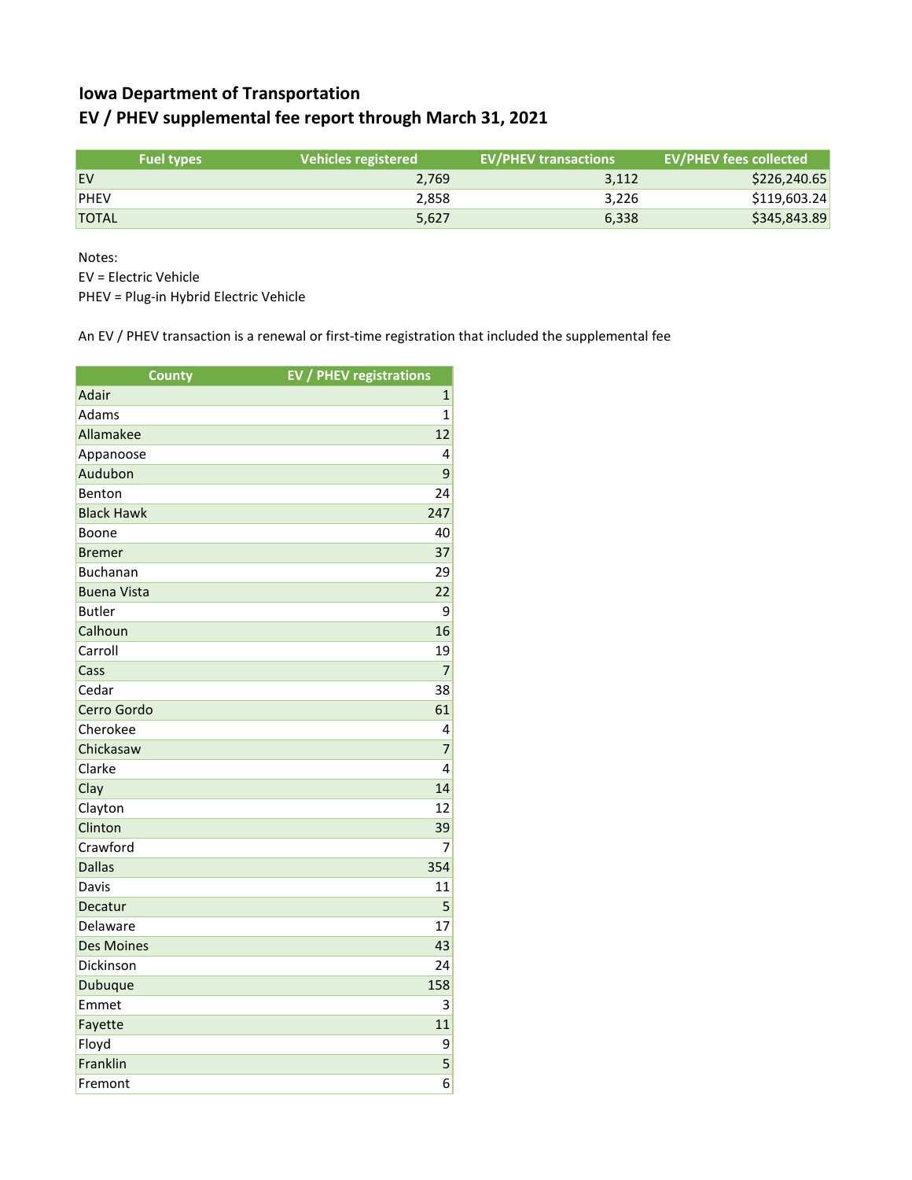# Iowa Department of Transportation
## EV / PHEV supplemental fee report through March 31, 2021

| Fuel types | Vehicles registered | EV/PHEV transactions | EV/PHEV fees collected |
|---|---|---|---|
| EV | 2,769 | 3,112 | $226,240.65 |
| PHEV | 2,858 | 3,226 | $119,603.24 |
| TOTAL | 5,627 | 6,338 | $345,843.89 |

Notes:
EV = Electric Vehicle
PHEV = Plug-in Hybrid Electric Vehicle

An EV / PHEV transaction is a renewal or first-time registration that included the supplemental fee

| County | EV / PHEV registrations |
|---|---|
| Adair | 1 |
| Adams | 1 |
| Allamakee | 12 |
| Appanoose | 4 |
| Audubon | 9 |
| Benton | 24 |
| Black Hawk | 247 |
| Boone | 40 |
| Bremer | 37 |
| Buchanan | 29 |
| Buena Vista | 22 |
| Butler | 9 |
| Calhoun | 16 |
| Carroll | 19 |
| Cass | 7 |
| Cedar | 38 |
| Cerro Gordo | 61 |
| Cherokee | 4 |
| Chickasaw | 7 |
| Clarke | 4 |
| Clay | 14 |
| Clayton | 12 |
| Clinton | 39 |
| Crawford | 7 |
| Dallas | 354 |
| Davis | 11 |
| Decatur | 5 |
| Delaware | 17 |
| Des Moines | 43 |
| Dickinson | 24 |
| Dubuque | 158 |
| Emmet | 3 |
| Fayette | 11 |
| Floyd | 9 |
| Franklin | 5 |
| Fremont | 6 |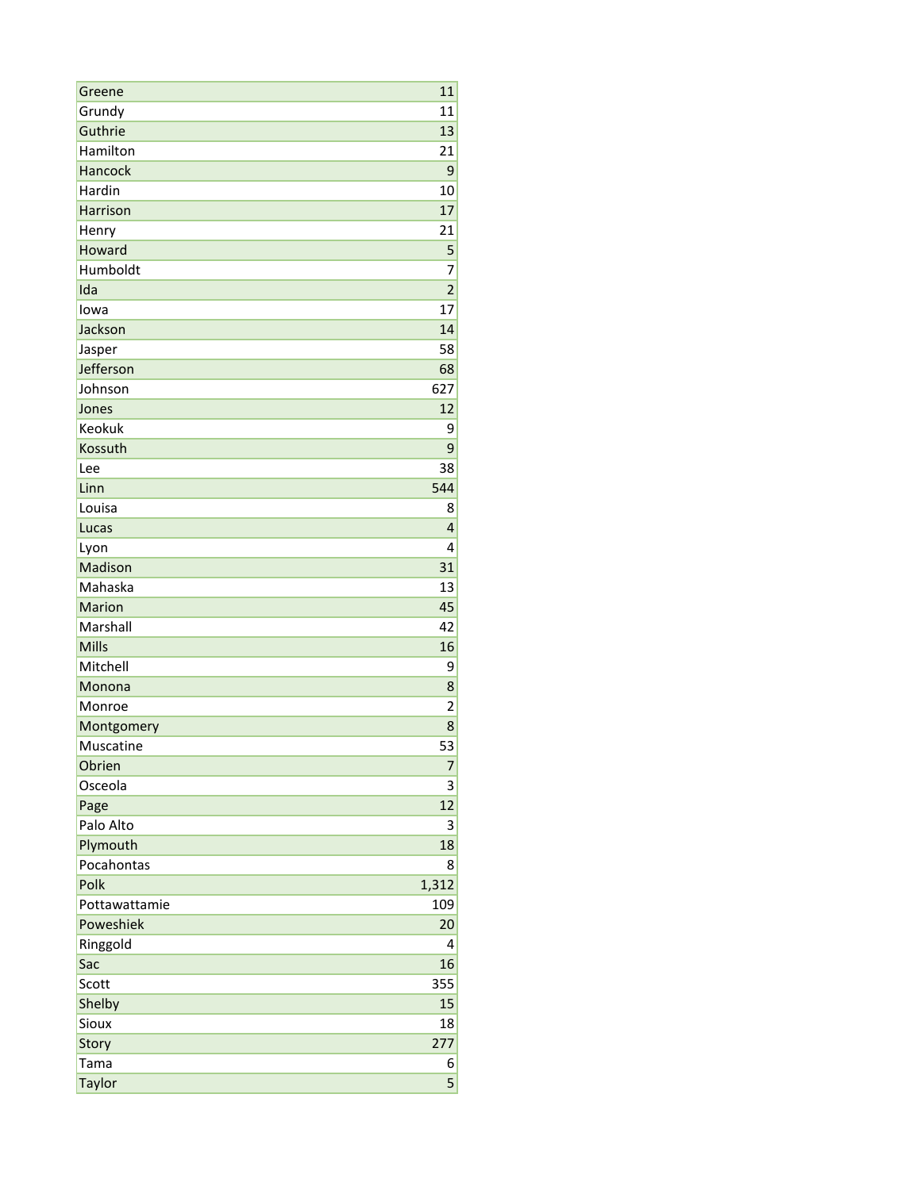| | |
|---|---|
| Greene | 11 |
| Grundy | 11 |
| Guthrie | 13 |
| Hamilton | 21 |
| Hancock | 9 |
| Hardin | 10 |
| Harrison | 17 |
| Henry | 21 |
| Howard | 5 |
| Humboldt | 7 |
| Ida | 2 |
| Iowa | 17 |
| Jackson | 14 |
| Jasper | 58 |
| Jefferson | 68 |
| Johnson | 627 |
| Jones | 12 |
| Keokuk | 9 |
| Kossuth | 9 |
| Lee | 38 |
| Linn | 544 |
| Louisa | 8 |
| Lucas | 4 |
| Lyon | 4 |
| Madison | 31 |
| Mahaska | 13 |
| Marion | 45 |
| Marshall | 42 |
| Mills | 16 |
| Mitchell | 9 |
| Monona | 8 |
| Monroe | 2 |
| Montgomery | 8 |
| Muscatine | 53 |
| Obrien | 7 |
| Osceola | 3 |
| Page | 12 |
| Palo Alto | 3 |
| Plymouth | 18 |
| Pocahontas | 8 |
| Polk | 1,312 |
| Pottawattamie | 109 |
| Poweshiek | 20 |
| Ringgold | 4 |
| Sac | 16 |
| Scott | 355 |
| Shelby | 15 |
| Sioux | 18 |
| Story | 277 |
| Tama | 6 |
| Taylor | 5 |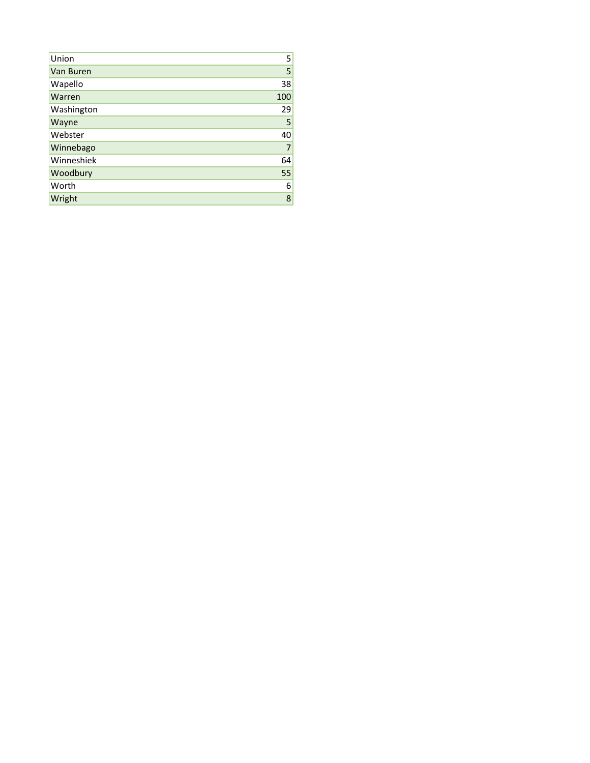| | |
|---|---|
| Union | 5 |
| Van Buren | 5 |
| Wapello | 38 |
| Warren | 100 |
| Washington | 29 |
| Wayne | 5 |
| Webster | 40 |
| Winnebago | 7 |
| Winneshiek | 64 |
| Woodbury | 55 |
| Worth | 6 |
| Wright | 8 |